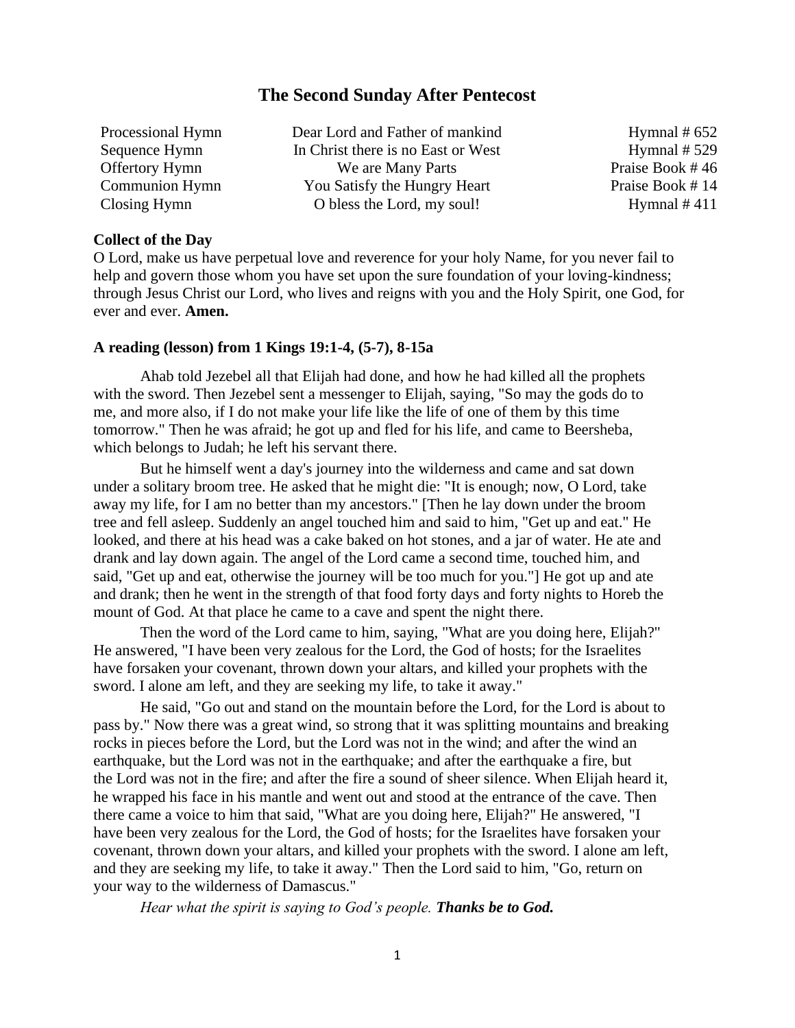# The Second Sunday After Pentecost

| | | |
|---|---|---|
| Processional Hymn | Dear Lord and Father of mankind | Hymnal # 652 |
| Sequence Hymn | In Christ there is no East or West | Hymnal # 529 |
| Offertory Hymn | We are Many Parts | Praise Book # 46 |
| Communion Hymn | You Satisfy the Hungry Heart | Praise Book # 14 |
| Closing Hymn | O bless the Lord, my soul! | Hymnal # 411 |

**Collect of the Day**

O Lord, make us have perpetual love and reverence for your holy Name, for you never fail to help and govern those whom you have set upon the sure foundation of your loving-kindness; through Jesus Christ our Lord, who lives and reigns with you and the Holy Spirit, one God, for ever and ever. **Amen.**

**A reading (lesson) from 1 Kings 19:1-4, (5-7), 8-15a**

Ahab told Jezebel all that Elijah had done, and how he had killed all the prophets with the sword. Then Jezebel sent a messenger to Elijah, saying, "So may the gods do to me, and more also, if I do not make your life like the life of one of them by this time tomorrow." Then he was afraid; he got up and fled for his life, and came to Beersheba, which belongs to Judah; he left his servant there.

But he himself went a day's journey into the wilderness and came and sat down under a solitary broom tree. He asked that he might die: "It is enough; now, O Lord, take away my life, for I am no better than my ancestors." [Then he lay down under the broom tree and fell asleep. Suddenly an angel touched him and said to him, "Get up and eat." He looked, and there at his head was a cake baked on hot stones, and a jar of water. He ate and drank and lay down again. The angel of the Lord came a second time, touched him, and said, "Get up and eat, otherwise the journey will be too much for you."] He got up and ate and drank; then he went in the strength of that food forty days and forty nights to Horeb the mount of God. At that place he came to a cave and spent the night there.

Then the word of the Lord came to him, saying, "What are you doing here, Elijah?" He answered, "I have been very zealous for the Lord, the God of hosts; for the Israelites have forsaken your covenant, thrown down your altars, and killed your prophets with the sword. I alone am left, and they are seeking my life, to take it away."

He said, "Go out and stand on the mountain before the Lord, for the Lord is about to pass by." Now there was a great wind, so strong that it was splitting mountains and breaking rocks in pieces before the Lord, but the Lord was not in the wind; and after the wind an earthquake, but the Lord was not in the earthquake; and after the earthquake a fire, but the Lord was not in the fire; and after the fire a sound of sheer silence. When Elijah heard it, he wrapped his face in his mantle and went out and stood at the entrance of the cave. Then there came a voice to him that said, "What are you doing here, Elijah?" He answered, "I have been very zealous for the Lord, the God of hosts; for the Israelites have forsaken your covenant, thrown down your altars, and killed your prophets with the sword. I alone am left, and they are seeking my life, to take it away." Then the Lord said to him, "Go, return on your way to the wilderness of Damascus."

*Hear what the spirit is saying to God's people.* ***Thanks be to God.***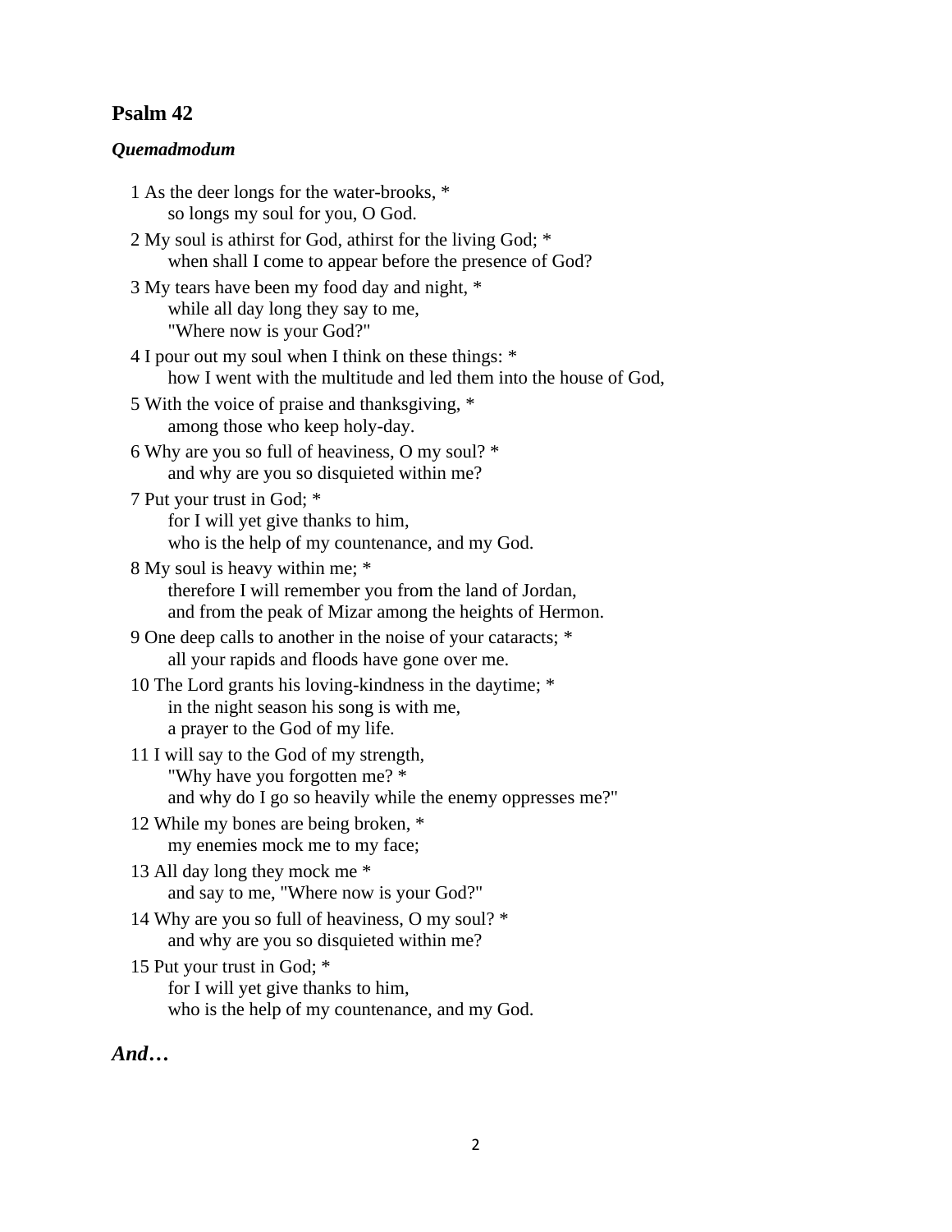## Psalm 42

***Quemadmodum***

1 As the deer longs for the water-brooks, *
    so longs my soul for you, O God.

2 My soul is athirst for God, athirst for the living God; *
    when shall I come to appear before the presence of God?

3 My tears have been my food day and night, *
    while all day long they say to me,
    "Where now is your God?"

4 I pour out my soul when I think on these things: *
    how I went with the multitude and led them into the house of God,

5 With the voice of praise and thanksgiving, *
    among those who keep holy-day.

6 Why are you so full of heaviness, O my soul? *
    and why are you so disquieted within me?

7 Put your trust in God; *
    for I will yet give thanks to him,
    who is the help of my countenance, and my God.

8 My soul is heavy within me; *
    therefore I will remember you from the land of Jordan,
    and from the peak of Mizar among the heights of Hermon.

9 One deep calls to another in the noise of your cataracts; *
    all your rapids and floods have gone over me.

10 The Lord grants his loving-kindness in the daytime; *
    in the night season his song is with me,
    a prayer to the God of my life.

11 I will say to the God of my strength,
    "Why have you forgotten me? *
    and why do I go so heavily while the enemy oppresses me?"

12 While my bones are being broken, *
    my enemies mock me to my face;

13 All day long they mock me *
    and say to me, "Where now is your God?"

14 Why are you so full of heaviness, O my soul? *
    and why are you so disquieted within me?

15 Put your trust in God; *
    for I will yet give thanks to him,
    who is the help of my countenance, and my God.

***And…***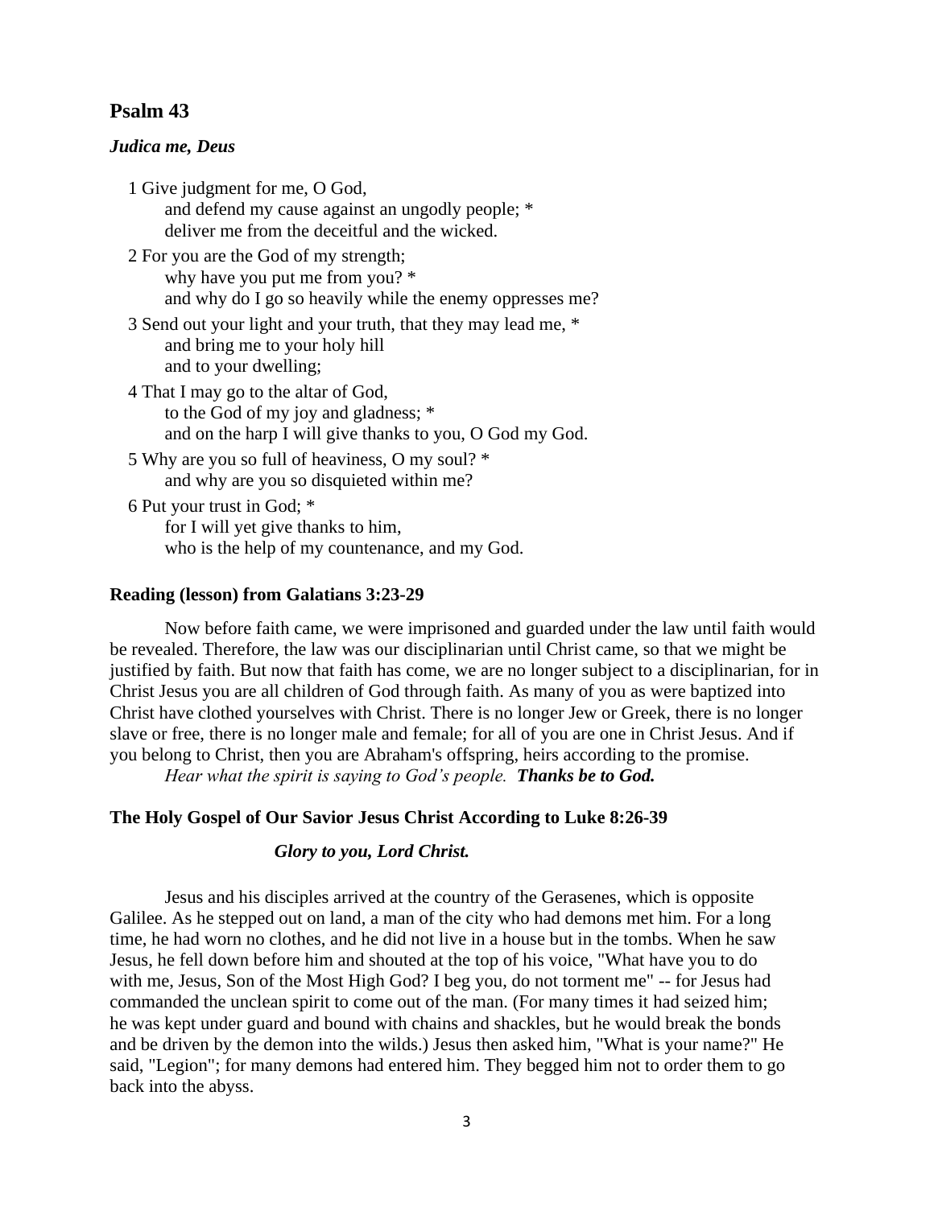## Psalm 43

### *Judica me, Deus*

1 Give judgment for me, O God,
  and defend my cause against an ungodly people; *
  deliver me from the deceitful and the wicked.

2 For you are the God of my strength;
  why have you put me from you? *
  and why do I go so heavily while the enemy oppresses me?

3 Send out your light and your truth, that they may lead me, *
  and bring me to your holy hill
  and to your dwelling;

4 That I may go to the altar of God,
  to the God of my joy and gladness; *
  and on the harp I will give thanks to you, O God my God.

5 Why are you so full of heaviness, O my soul? *
  and why are you so disquieted within me?

6 Put your trust in God; *
  for I will yet give thanks to him,
  who is the help of my countenance, and my God.

### Reading (lesson) from Galatians 3:23-29

Now before faith came, we were imprisoned and guarded under the law until faith would be revealed. Therefore, the law was our disciplinarian until Christ came, so that we might be justified by faith. But now that faith has come, we are no longer subject to a disciplinarian, for in Christ Jesus you are all children of God through faith. As many of you as were baptized into Christ have clothed yourselves with Christ. There is no longer Jew or Greek, there is no longer slave or free, there is no longer male and female; for all of you are one in Christ Jesus. And if you belong to Christ, then you are Abraham's offspring, heirs according to the promise.

*Hear what the spirit is saying to God's people.* ***Thanks be to God.***

### The Holy Gospel of Our Savior Jesus Christ According to Luke 8:26-39

***Glory to you, Lord Christ.***

Jesus and his disciples arrived at the country of the Gerasenes, which is opposite Galilee. As he stepped out on land, a man of the city who had demons met him. For a long time, he had worn no clothes, and he did not live in a house but in the tombs. When he saw Jesus, he fell down before him and shouted at the top of his voice, "What have you to do with me, Jesus, Son of the Most High God? I beg you, do not torment me" -- for Jesus had commanded the unclean spirit to come out of the man. (For many times it had seized him; he was kept under guard and bound with chains and shackles, but he would break the bonds and be driven by the demon into the wilds.) Jesus then asked him, "What is your name?" He said, "Legion"; for many demons had entered him. They begged him not to order them to go back into the abyss.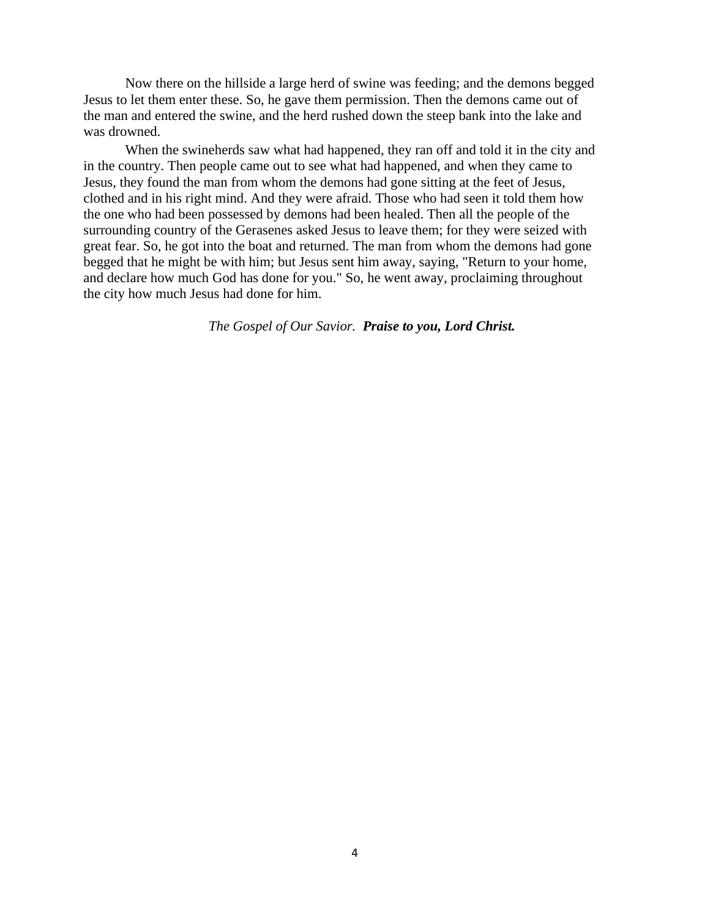Now there on the hillside a large herd of swine was feeding; and the demons begged Jesus to let them enter these. So, he gave them permission. Then the demons came out of the man and entered the swine, and the herd rushed down the steep bank into the lake and was drowned.

When the swineherds saw what had happened, they ran off and told it in the city and in the country. Then people came out to see what had happened, and when they came to Jesus, they found the man from whom the demons had gone sitting at the feet of Jesus, clothed and in his right mind. And they were afraid. Those who had seen it told them how the one who had been possessed by demons had been healed. Then all the people of the surrounding country of the Gerasenes asked Jesus to leave them; for they were seized with great fear. So, he got into the boat and returned. The man from whom the demons had gone begged that he might be with him; but Jesus sent him away, saying, "Return to your home, and declare how much God has done for you." So, he went away, proclaiming throughout the city how much Jesus had done for him.

*The Gospel of Our Savior.* ***Praise to you, Lord Christ.***